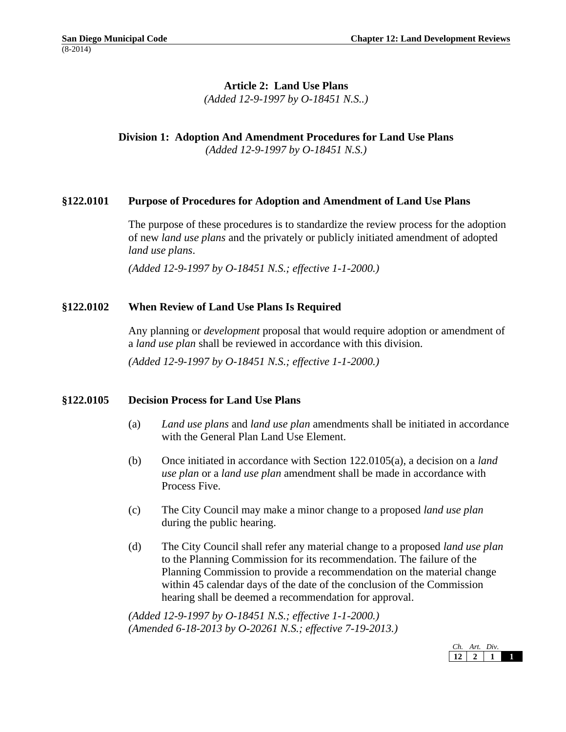# Article 2: Land Use Plans

*(Added 12-9-1997 by O-18451 N.S..)*

## Division 1: Adoption And Amendment Procedures for Land Use Plans

*(Added 12-9-1997 by O-18451 N.S.)*

### §122.0101 Purpose of Procedures for Adoption and Amendment of Land Use Plans

The purpose of these procedures is to standardize the review process for the adoption of new *land use plans* and the privately or publicly initiated amendment of adopted *land use plans*.

*(Added 12-9-1997 by O-18451 N.S.; effective 1-1-2000.)*

### §122.0102 When Review of Land Use Plans Is Required

Any planning or *development* proposal that would require adoption or amendment of a *land use plan* shall be reviewed in accordance with this division.

*(Added 12-9-1997 by O-18451 N.S.; effective 1-1-2000.)*

### §122.0105 Decision Process for Land Use Plans

(a) *Land use plans* and *land use plan* amendments shall be initiated in accordance with the General Plan Land Use Element.

(b) Once initiated in accordance with Section 122.0105(a), a decision on a *land use plan* or a *land use plan* amendment shall be made in accordance with Process Five.

(c) The City Council may make a minor change to a proposed *land use plan* during the public hearing.

(d) The City Council shall refer any material change to a proposed *land use plan* to the Planning Commission for its recommendation. The failure of the Planning Commission to provide a recommendation on the material change within 45 calendar days of the date of the conclusion of the Commission hearing shall be deemed a recommendation for approval.

*(Added 12-9-1997 by O-18451 N.S.; effective 1-1-2000.)*
*(Amended 6-18-2013 by O-20261 N.S.; effective 7-19-2013.)*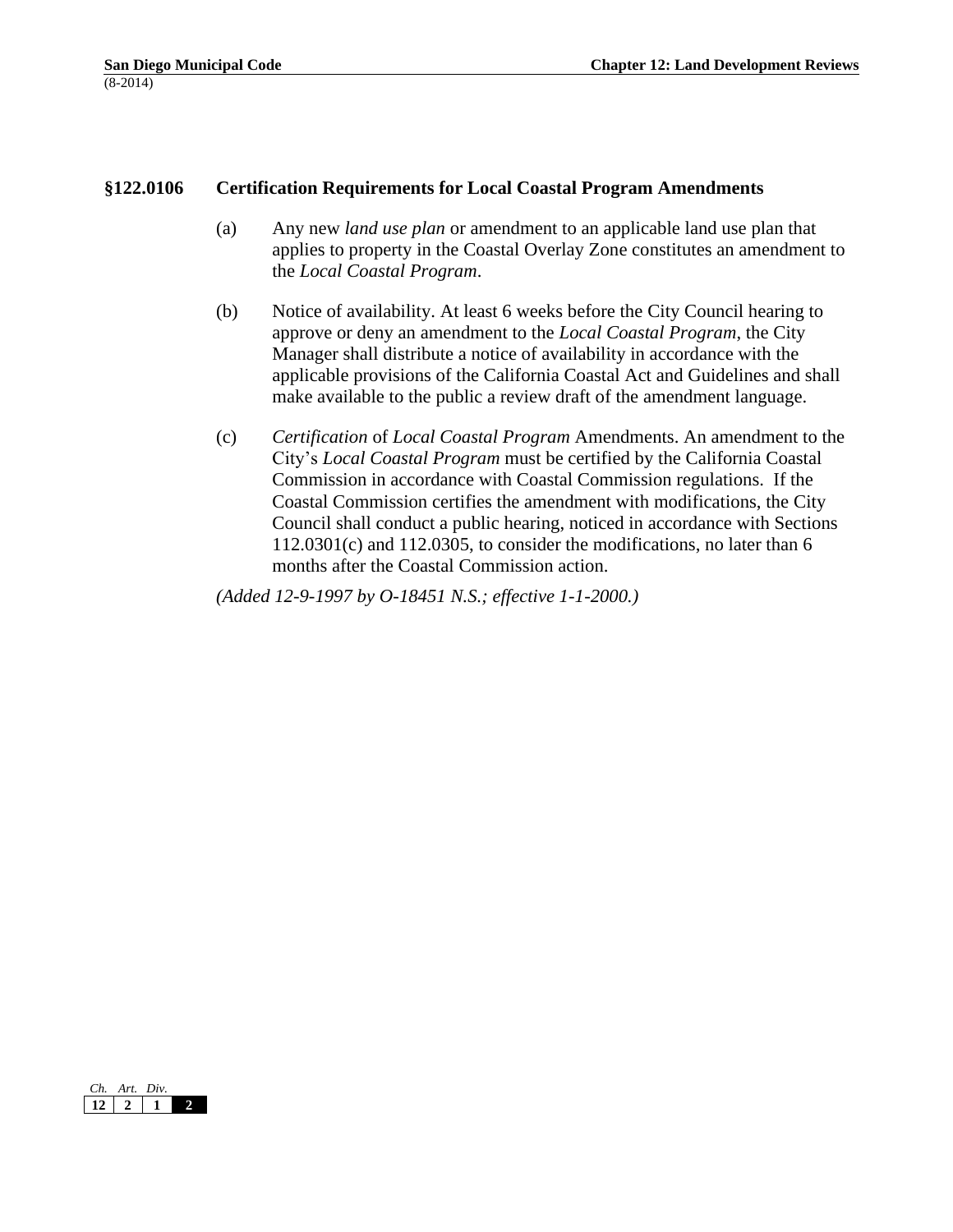## §122.0106 Certification Requirements for Local Coastal Program Amendments

(a) Any new *land use plan* or amendment to an applicable land use plan that applies to property in the Coastal Overlay Zone constitutes an amendment to the *Local Coastal Program*.

(b) Notice of availability. At least 6 weeks before the City Council hearing to approve or deny an amendment to the *Local Coastal Program*, the City Manager shall distribute a notice of availability in accordance with the applicable provisions of the California Coastal Act and Guidelines and shall make available to the public a review draft of the amendment language.

(c) *Certification* of *Local Coastal Program* Amendments. An amendment to the City's *Local Coastal Program* must be certified by the California Coastal Commission in accordance with Coastal Commission regulations. If the Coastal Commission certifies the amendment with modifications, the City Council shall conduct a public hearing, noticed in accordance with Sections 112.0301(c) and 112.0305, to consider the modifications, no later than 6 months after the Coastal Commission action.

*(Added 12-9-1997 by O-18451 N.S.; effective 1-1-2000.)*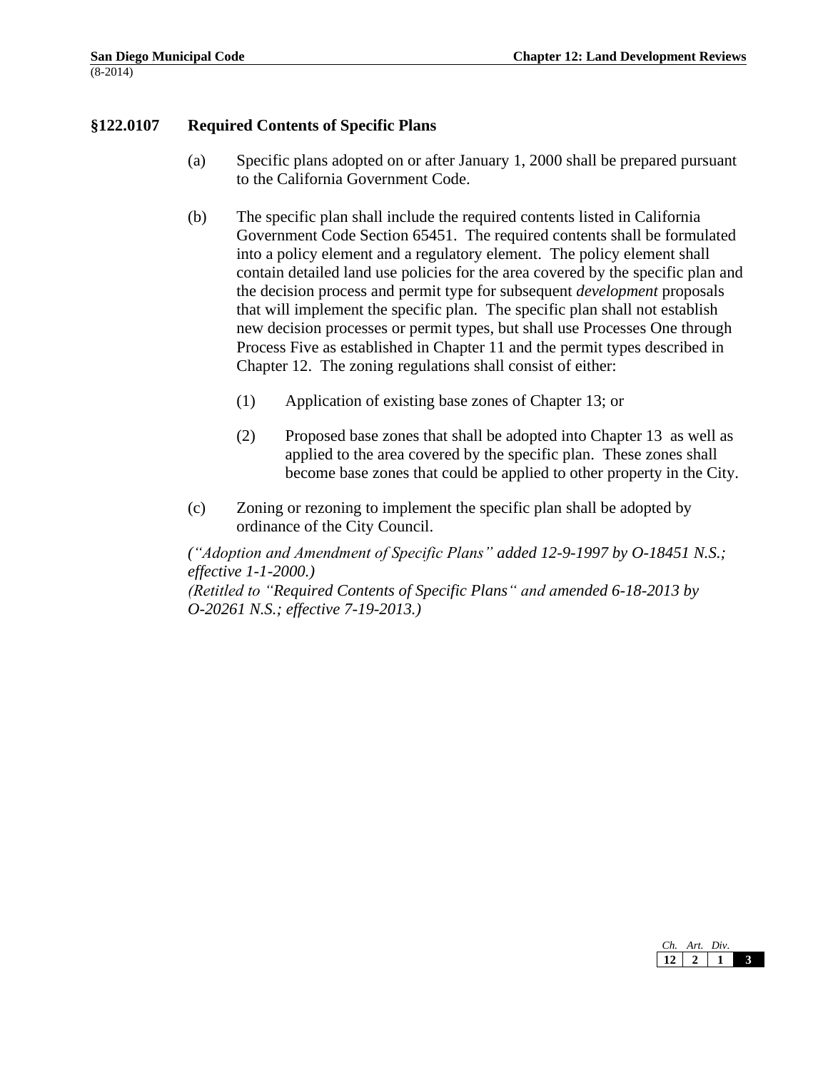### §122.0107 Required Contents of Specific Plans

(a) Specific plans adopted on or after January 1, 2000 shall be prepared pursuant to the California Government Code.

(b) The specific plan shall include the required contents listed in California Government Code Section 65451. The required contents shall be formulated into a policy element and a regulatory element. The policy element shall contain detailed land use policies for the area covered by the specific plan and the decision process and permit type for subsequent *development* proposals that will implement the specific plan. The specific plan shall not establish new decision processes or permit types, but shall use Processes One through Process Five as established in Chapter 11 and the permit types described in Chapter 12. The zoning regulations shall consist of either:

(1) Application of existing base zones of Chapter 13; or

(2) Proposed base zones that shall be adopted into Chapter 13 as well as applied to the area covered by the specific plan. These zones shall become base zones that could be applied to other property in the City.

(c) Zoning or rezoning to implement the specific plan shall be adopted by ordinance of the City Council.

*("Adoption and Amendment of Specific Plans" added 12-9-1997 by O-18451 N.S.; effective 1-1-2000.)*
*(Retitled to "Required Contents of Specific Plans" and amended 6-18-2013 by O-20261 N.S.; effective 7-19-2013.)*